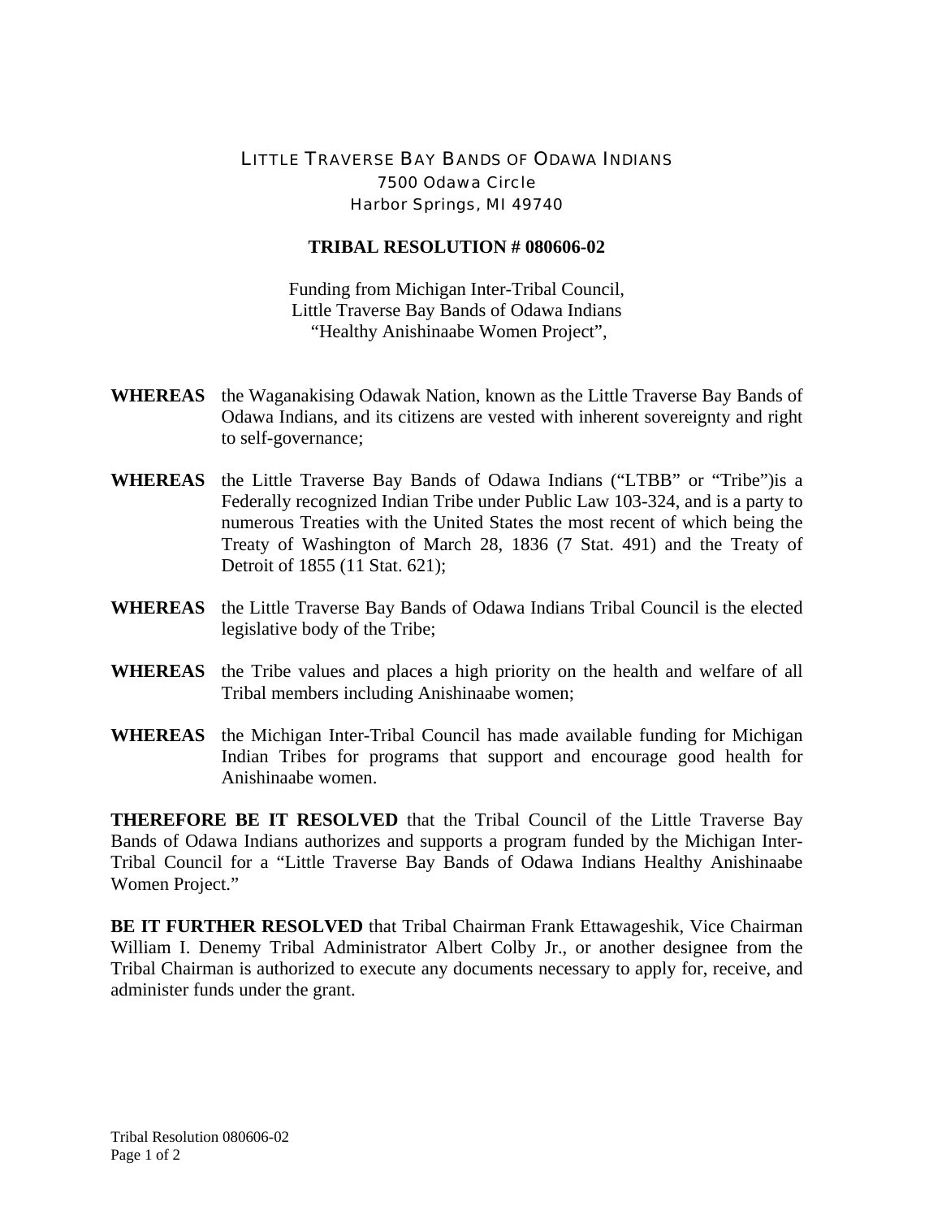LITTLE TRAVERSE BAY BANDS OF ODAWA INDIANS
7500 Odawa Circle
Harbor Springs, MI 49740

**TRIBAL RESOLUTION # 080606-02**

Funding from Michigan Inter-Tribal Council,
Little Traverse Bay Bands of Odawa Indians
"Healthy Anishinaabe Women Project",

**WHEREAS** the Waganakising Odawak Nation, known as the Little Traverse Bay Bands of Odawa Indians, and its citizens are vested with inherent sovereignty and right to self-governance;

**WHEREAS** the Little Traverse Bay Bands of Odawa Indians ("LTBB" or "Tribe")is a Federally recognized Indian Tribe under Public Law 103-324, and is a party to numerous Treaties with the United States the most recent of which being the Treaty of Washington of March 28, 1836 (7 Stat. 491) and the Treaty of Detroit of 1855 (11 Stat. 621);

**WHEREAS** the Little Traverse Bay Bands of Odawa Indians Tribal Council is the elected legislative body of the Tribe;

**WHEREAS** the Tribe values and places a high priority on the health and welfare of all Tribal members including Anishinaabe women;

**WHEREAS** the Michigan Inter-Tribal Council has made available funding for Michigan Indian Tribes for programs that support and encourage good health for Anishinaabe women.

**THEREFORE BE IT RESOLVED** that the Tribal Council of the Little Traverse Bay Bands of Odawa Indians authorizes and supports a program funded by the Michigan Inter-Tribal Council for a "Little Traverse Bay Bands of Odawa Indians Healthy Anishinaabe Women Project."

**BE IT FURTHER RESOLVED** that Tribal Chairman Frank Ettawageshik, Vice Chairman William I. Denemy Tribal Administrator Albert Colby Jr., or another designee from the Tribal Chairman is authorized to execute any documents necessary to apply for, receive, and administer funds under the grant.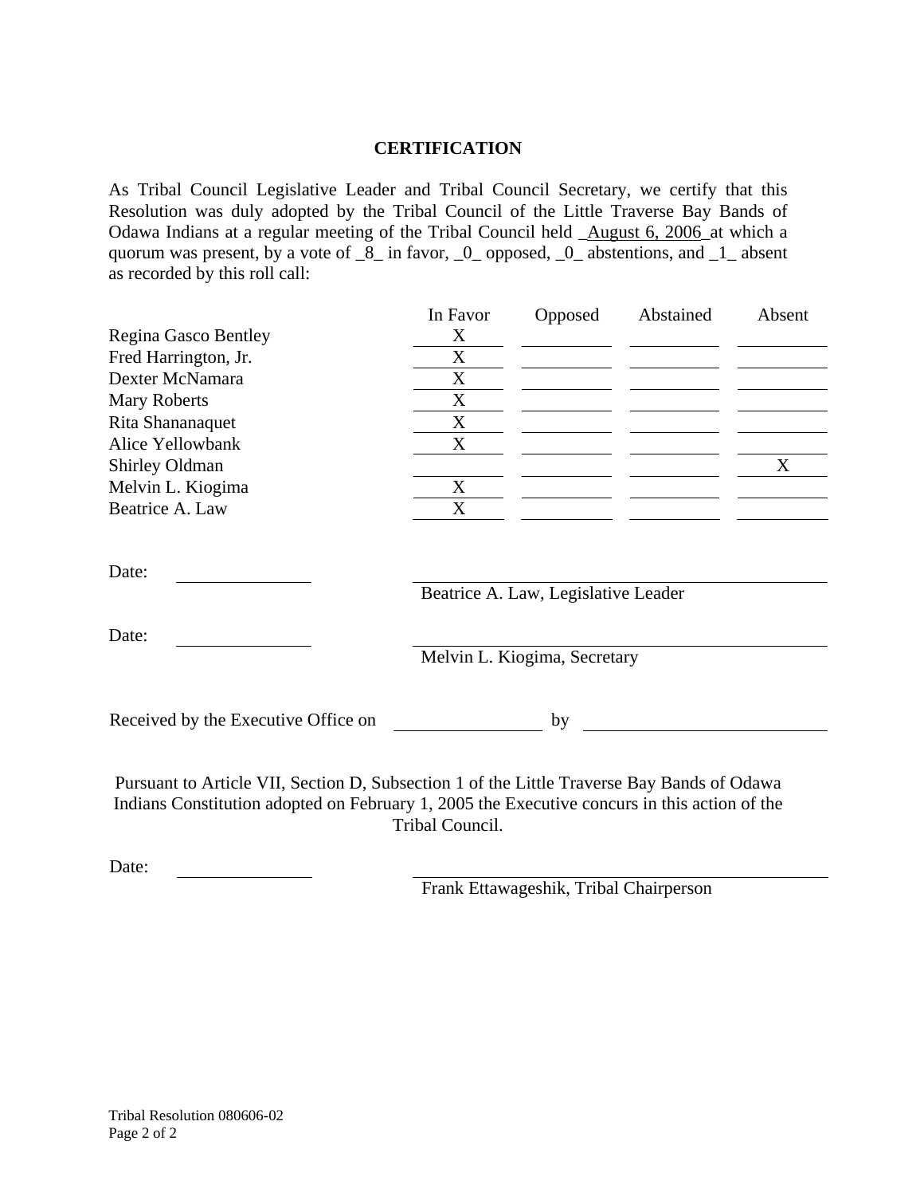## CERTIFICATION

As Tribal Council Legislative Leader and Tribal Council Secretary, we certify that this Resolution was duly adopted by the Tribal Council of the Little Traverse Bay Bands of Odawa Indians at a regular meeting of the Tribal Council held _August 6, 2006_ at which a quorum was present, by a vote of _8_ in favor, _0_ opposed, _0_ abstentions, and _1_ absent as recorded by this roll call:

| | In Favor | Opposed | Abstained | Absent |
|---|---|---|---|---|
| Regina Gasco Bentley | X | | | |
| Fred Harrington, Jr. | X | | | |
| Dexter McNamara | X | | | |
| Mary Roberts | X | | | |
| Rita Shananaquet | X | | | |
| Alice Yellowbank | X | | | |
| Shirley Oldman | | | | X |
| Melvin L. Kiogima | X | | | |
| Beatrice A. Law | X | | | |

Date: ______________ ______________________________
Beatrice A. Law, Legislative Leader

Date: ______________ ______________________________
Melvin L. Kiogima, Secretary

Received by the Executive Office on ______________ by ______________________

Pursuant to Article VII, Section D, Subsection 1 of the Little Traverse Bay Bands of Odawa Indians Constitution adopted on February 1, 2005 the Executive concurs in this action of the Tribal Council.

Date: ______________ ______________________________
Frank Ettawageshik, Tribal Chairperson

Tribal Resolution 080606-02